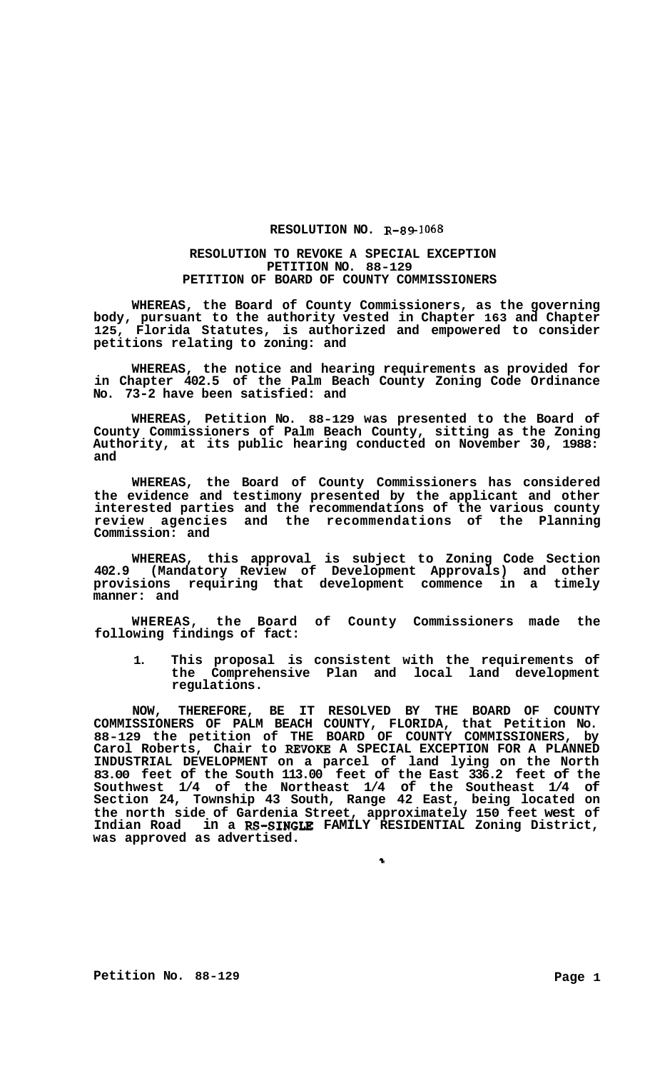# RESOLUTION NO. R-89-1068

## RESOLUTION TO REVOKE A SPECIAL EXCEPTION PETITION NO. 88-129 PETITION OF BOARD OF COUNTY COMMISSIONERS

**WHEREAS, the Board of County Commissioners, as the governing body, pursuant to the authority vested in Chapter 163 and Chapter 125, Florida Statutes, is authorized and empowered to consider petitions relating to zoning: and**

**WHEREAS, the notice and hearing requirements as provided for in Chapter 402.5 of the Palm Beach County Zoning Code Ordinance No. 73-2 have been satisfied: and**

**WHEREAS, Petition No. 88-129 was presented to the Board of County Commissioners of Palm Beach County, sitting as the Zoning Authority, at its public hearing conducted on November 30, 1988: and**

**WHEREAS, the Board of County Commissioners has considered the evidence and testimony presented by the applicant and other interested parties and the recommendations of the various county review agencies and the recommendations of the Planning Commission: and**

**WHEREAS, this approval is subject to Zoning Code Section 402.9 (Mandatory Review of Development Approvals) and other provisions requiring that development commence in a timely manner: and**

**WHEREAS, the Board of County Commissioners made the following findings of fact:**

1. **This proposal is consistent with the requirements of the Comprehensive Plan and local land development regulations.**

**NOW, THEREFORE, BE IT RESOLVED BY THE BOARD OF COUNTY COMMISSIONERS OF PALM BEACH COUNTY, FLORIDA, that Petition No. 88-129 the petition of THE BOARD OF COUNTY COMMISSIONERS, by Carol Roberts, Chair to REVOKE A SPECIAL EXCEPTION FOR A PLANNED INDUSTRIAL DEVELOPMENT on a parcel of land lying on the North 83.00 feet of the South 113.00 feet of the East 336.2 feet of the Southwest 1/4 of the Northeast 1/4 of the Southeast 1/4 of Section 24, Township 43 South, Range 42 East, being located on the north side of Gardenia Street, approximately 150 feet west of Indian Road in a RS-SINGLE FAMILY RESIDENTIAL Zoning District, was approved as advertised.**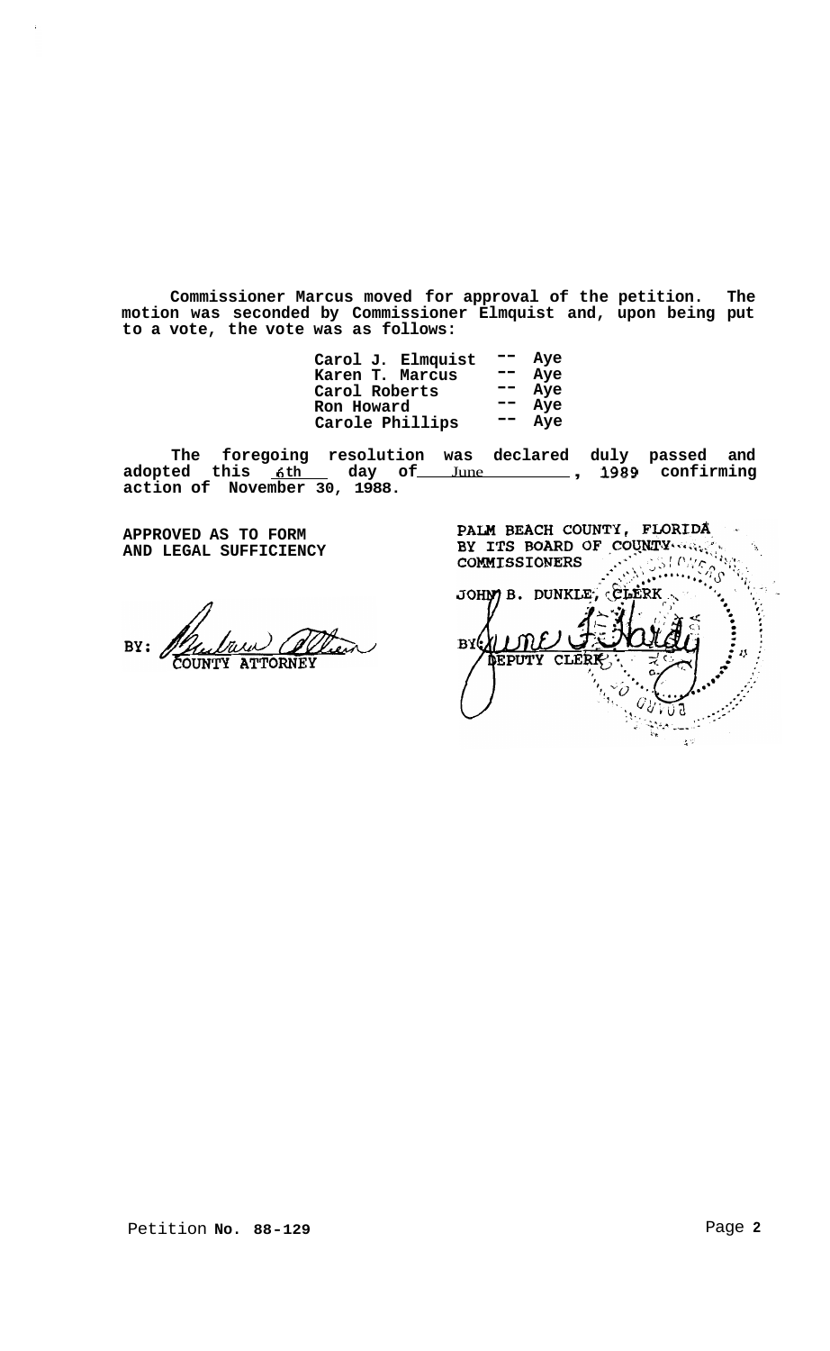**Commissioner Marcus moved for approval of the petition. The motion was seconded by Commissioner Elmquist and, upon being put to a vote, the vote was as follows:**

| | | |
|---|---|---|
| **Carol J. Elmquist** | **--** | **Aye** |
| **Karen T. Marcus** | **--** | **Aye** |
| **Carol Roberts** | **--** | **Aye** |
| **Ron Howard** | **--** | **Aye** |
| **Carole Phillips** | **--** | **Aye** |

**The foregoing resolution was declared duly passed and adopted this 6th day of June, 1989 confirming action of November 30, 1988.**

**APPROVED AS TO FORM AND LEGAL SUFFICIENCY**

BY: COUNTY ATTORNEY

PALM BEACH COUNTY, FLORIDA BY ITS BOARD OF COUNTY COMMISSIONERS

JOHN B. DUNKLE, CLERK

BY: DEPUTY CLERK

Petition **No. 88-129**